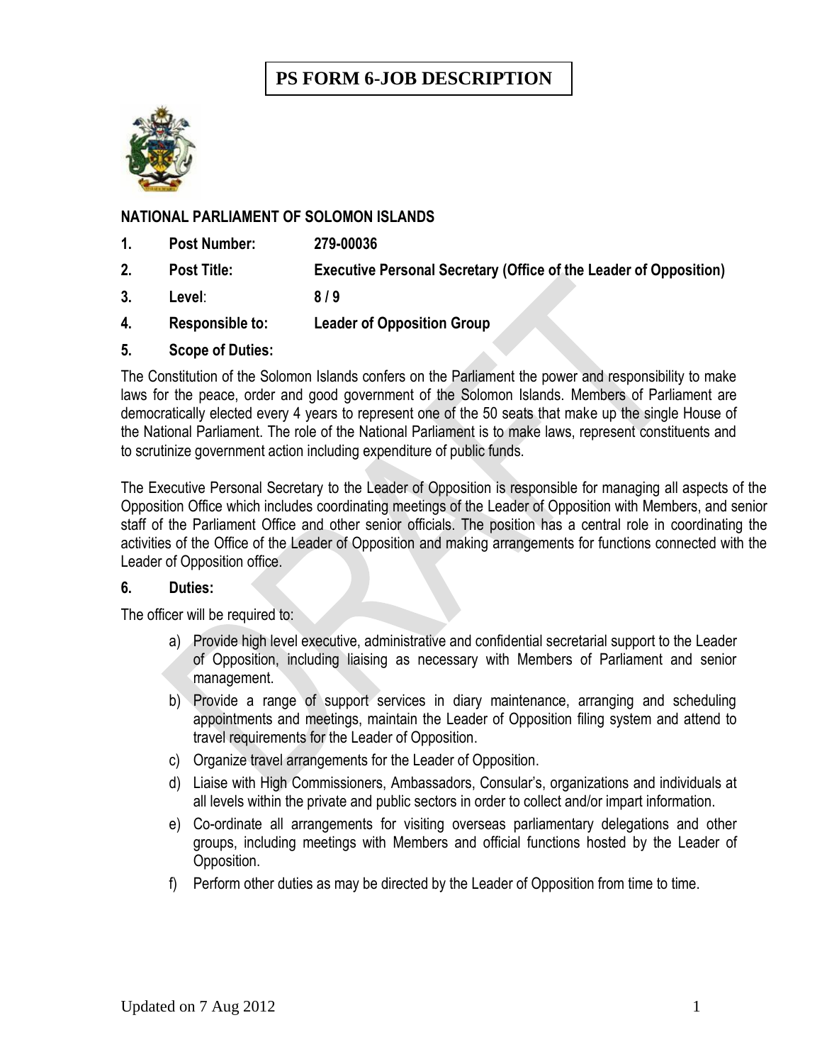# PS FORM 6-JOB DESCRIPTION

**NATIONAL PARLIAMENT OF SOLOMON ISLANDS**

1. **Post Number:** **279-00036**
2. **Post Title:** **Executive Personal Secretary (Office of the Leader of Opposition)**
3. **Level**: **8 / 9**
4. **Responsible to:** **Leader of Opposition Group**
5. **Scope of Duties:**

The Constitution of the Solomon Islands confers on the Parliament the power and responsibility to make laws for the peace, order and good government of the Solomon Islands. Members of Parliament are democratically elected every 4 years to represent one of the 50 seats that make up the single House of the National Parliament. The role of the National Parliament is to make laws, represent constituents and to scrutinize government action including expenditure of public funds.

The Executive Personal Secretary to the Leader of Opposition is responsible for managing all aspects of the Opposition Office which includes coordinating meetings of the Leader of Opposition with Members, and senior staff of the Parliament Office and other senior officials. The position has a central role in coordinating the activities of the Office of the Leader of Opposition and making arrangements for functions connected with the Leader of Opposition office.

6. **Duties:**

The officer will be required to:

a) Provide high level executive, administrative and confidential secretarial support to the Leader of Opposition, including liaising as necessary with Members of Parliament and senior management.

b) Provide a range of support services in diary maintenance, arranging and scheduling appointments and meetings, maintain the Leader of Opposition filing system and attend to travel requirements for the Leader of Opposition.

c) Organize travel arrangements for the Leader of Opposition.

d) Liaise with High Commissioners, Ambassadors, Consular's, organizations and individuals at all levels within the private and public sectors in order to collect and/or impart information.

e) Co-ordinate all arrangements for visiting overseas parliamentary delegations and other groups, including meetings with Members and official functions hosted by the Leader of Opposition.

f) Perform other duties as may be directed by the Leader of Opposition from time to time.

Updated on 7 Aug 2012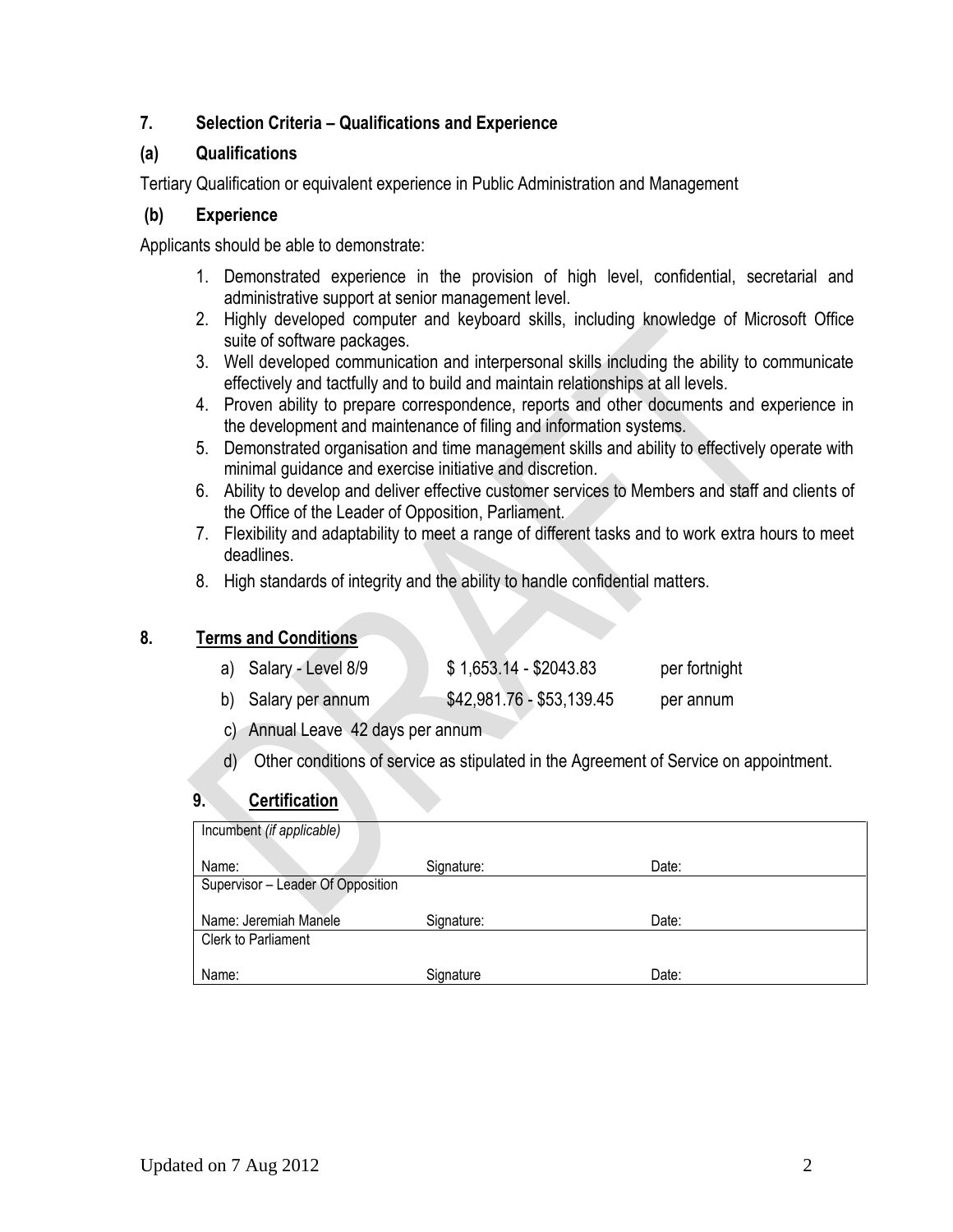## 7. Selection Criteria – Qualifications and Experience

### (a) Qualifications

Tertiary Qualification or equivalent experience in Public Administration and Management

### (b) Experience

Applicants should be able to demonstrate:

1. Demonstrated experience in the provision of high level, confidential, secretarial and administrative support at senior management level.
2. Highly developed computer and keyboard skills, including knowledge of Microsoft Office suite of software packages.
3. Well developed communication and interpersonal skills including the ability to communicate effectively and tactfully and to build and maintain relationships at all levels.
4. Proven ability to prepare correspondence, reports and other documents and experience in the development and maintenance of filing and information systems.
5. Demonstrated organisation and time management skills and ability to effectively operate with minimal guidance and exercise initiative and discretion.
6. Ability to develop and deliver effective customer services to Members and staff and clients of the Office of the Leader of Opposition, Parliament.
7. Flexibility and adaptability to meet a range of different tasks and to work extra hours to meet deadlines.
8. High standards of integrity and the ability to handle confidential matters.

## 8. Terms and Conditions

| | | |
|---|---|---|
| a) Salary - Level 8/9 | $ 1,653.14 - $2043.83 | per fortnight |
| b) Salary per annum | $42,981.76 - $53,139.45 | per annum |

c) Annual Leave 42 days per annum

d) Other conditions of service as stipulated in the Agreement of Service on appointment.

## 9. Certification

| | | |
|---|---|---|
| Incumbent *(if applicable)* | | |
| Name: | Signature: | Date: |
| Supervisor – Leader Of Opposition | | |
| Name: Jeremiah Manele | Signature: | Date: |
| Clerk to Parliament | | |
| Name: | Signature | Date: |

Updated on 7 Aug 2012